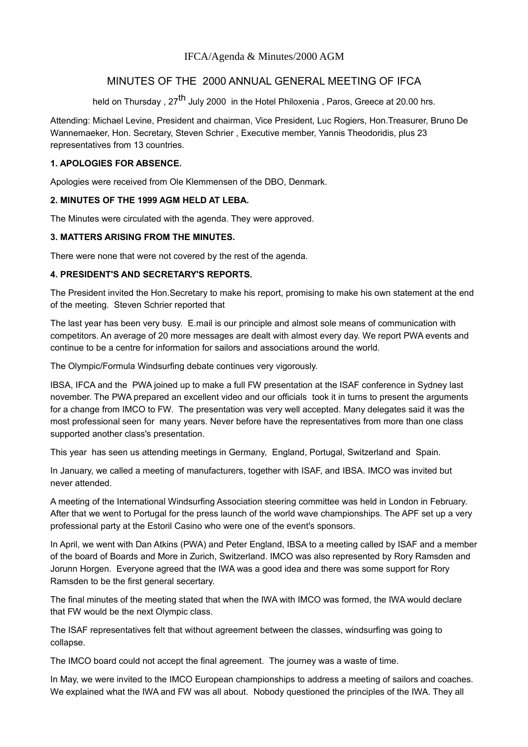IFCA/Agenda & Minutes/2000 AGM

# MINUTES OF THE 2000 ANNUAL GENERAL MEETING OF IFCA

held on Thursday , 27th July 2000 in the Hotel Philoxenia , Paros, Greece at 20.00 hrs.

Attending: Michael Levine, President and chairman, Vice President, Luc Rogiers, Hon.Treasurer, Bruno De Wannemaeker, Hon. Secretary, Steven Schrier , Executive member, Yannis Theodoridis, plus 23 representatives from 13 countries.

**1. APOLOGIES FOR ABSENCE.**

Apologies were received from Ole Klemmensen of the DBO, Denmark.

**2. MINUTES OF THE 1999 AGM HELD AT LEBA.**

The Minutes were circulated with the agenda. They were approved.

**3. MATTERS ARISING FROM THE MINUTES.**

There were none that were not covered by the rest of the agenda.

**4. PRESIDENT'S AND SECRETARY'S REPORTS.**

The President invited the Hon.Secretary to make his report, promising to make his own statement at the end of the meeting. Steven Schrier reported that

The last year has been very busy. E.mail is our principle and almost sole means of communication with competitors. An average of 20 more messages are dealt with almost every day. We report PWA events and continue to be a centre for information for sailors and associations around the world.

The Olympic/Formula Windsurfing debate continues very vigorously.

IBSA, IFCA and the PWA joined up to make a full FW presentation at the ISAF conference in Sydney last november. The PWA prepared an excellent video and our officials took it in turns to present the arguments for a change from IMCO to FW. The presentation was very well accepted. Many delegates said it was the most professional seen for many years. Never before have the representatives from more than one class supported another class's presentation.

This year has seen us attending meetings in Germany, England, Portugal, Switzerland and Spain.

In January, we called a meeting of manufacturers, together with ISAF, and IBSA. IMCO was invited but never attended.

A meeting of the International Windsurfing Association steering committee was held in London in February. After that we went to Portugal for the press launch of the world wave championships. The APF set up a very professional party at the Estoril Casino who were one of the event's sponsors.

In April, we went with Dan Atkins (PWA) and Peter England, IBSA to a meeting called by ISAF and a member of the board of Boards and More in Zurich, Switzerland. IMCO was also represented by Rory Ramsden and Jorunn Horgen. Everyone agreed that the IWA was a good idea and there was some support for Rory Ramsden to be the first general secertary.

The final minutes of the meeting stated that when the IWA with IMCO was formed, the IWA would declare that FW would be the next Olympic class.

The ISAF representatives felt that without agreement between the classes, windsurfing was going to collapse.

The IMCO board could not accept the final agreement. The journey was a waste of time.

In May, we were invited to the IMCO European championships to address a meeting of sailors and coaches. We explained what the IWA and FW was all about. Nobody questioned the principles of the IWA. They all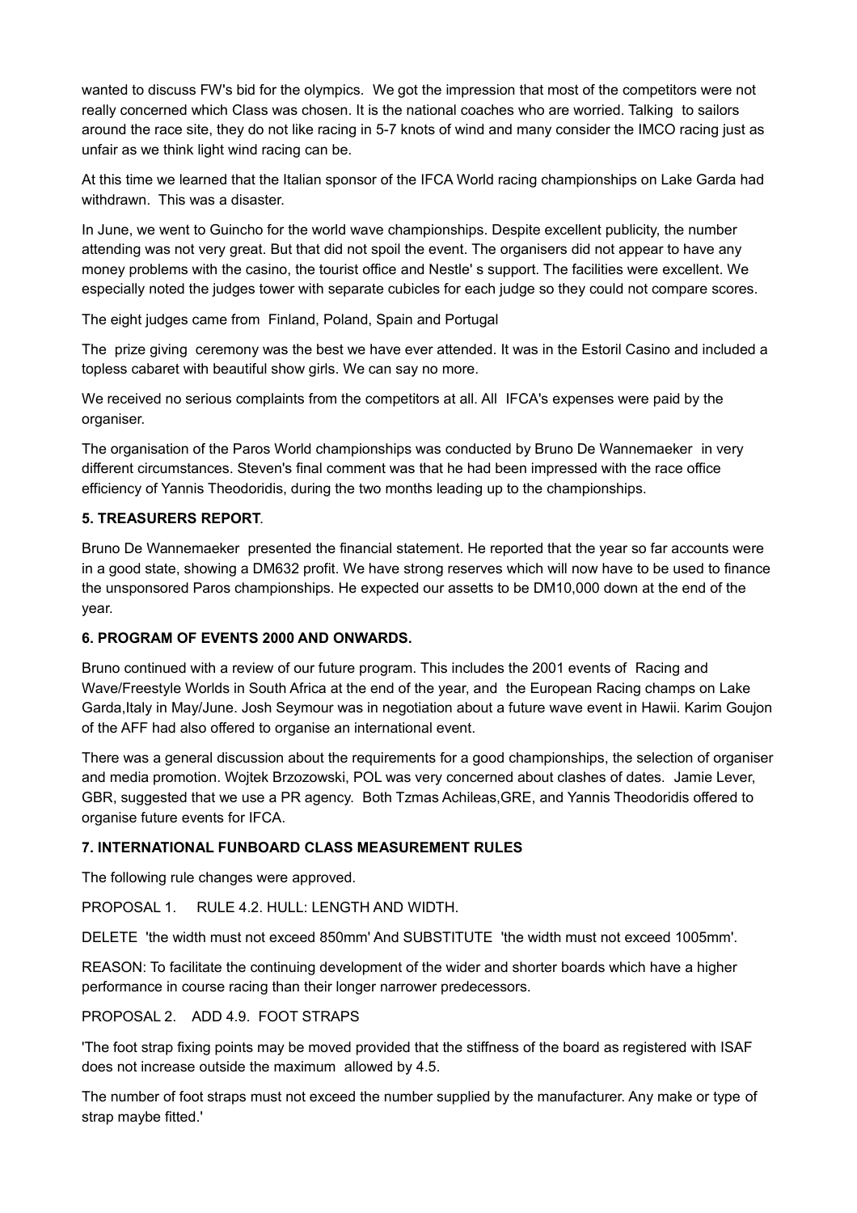wanted to discuss FW's bid for the olympics. We got the impression that most of the competitors were not really concerned which Class was chosen. It is the national coaches who are worried. Talking to sailors around the race site, they do not like racing in 5-7 knots of wind and many consider the IMCO racing just as unfair as we think light wind racing can be.

At this time we learned that the Italian sponsor of the IFCA World racing championships on Lake Garda had withdrawn. This was a disaster.

In June, we went to Guincho for the world wave championships. Despite excellent publicity, the number attending was not very great. But that did not spoil the event. The organisers did not appear to have any money problems with the casino, the tourist office and Nestle' s support. The facilities were excellent. We especially noted the judges tower with separate cubicles for each judge so they could not compare scores.

The eight judges came from Finland, Poland, Spain and Portugal

The prize giving ceremony was the best we have ever attended. It was in the Estoril Casino and included a topless cabaret with beautiful show girls. We can say no more.

We received no serious complaints from the competitors at all. All IFCA's expenses were paid by the organiser.

The organisation of the Paros World championships was conducted by Bruno De Wannemaeker in very different circumstances. Steven's final comment was that he had been impressed with the race office efficiency of Yannis Theodoridis, during the two months leading up to the championships.

**5. TREASURERS REPORT**.

Bruno De Wannemaeker presented the financial statement. He reported that the year so far accounts were in a good state, showing a DM632 profit. We have strong reserves which will now have to be used to finance the unsponsored Paros championships. He expected our assetts to be DM10,000 down at the end of the year.

**6. PROGRAM OF EVENTS 2000 AND ONWARDS.**

Bruno continued with a review of our future program. This includes the 2001 events of Racing and Wave/Freestyle Worlds in South Africa at the end of the year, and the European Racing champs on Lake Garda,Italy in May/June. Josh Seymour was in negotiation about a future wave event in Hawii. Karim Goujon of the AFF had also offered to organise an international event.

There was a general discussion about the requirements for a good championships, the selection of organiser and media promotion. Wojtek Brzozowski, POL was very concerned about clashes of dates. Jamie Lever, GBR, suggested that we use a PR agency. Both Tzmas Achileas,GRE, and Yannis Theodoridis offered to organise future events for IFCA.

**7. INTERNATIONAL FUNBOARD CLASS MEASUREMENT RULES**

The following rule changes were approved.

PROPOSAL 1. RULE 4.2. HULL: LENGTH AND WIDTH.

DELETE 'the width must not exceed 850mm' And SUBSTITUTE 'the width must not exceed 1005mm'.

REASON: To facilitate the continuing development of the wider and shorter boards which have a higher performance in course racing than their longer narrower predecessors.

PROPOSAL 2. ADD 4.9. FOOT STRAPS

'The foot strap fixing points may be moved provided that the stiffness of the board as registered with ISAF does not increase outside the maximum allowed by 4.5.

The number of foot straps must not exceed the number supplied by the manufacturer. Any make or type of strap maybe fitted.'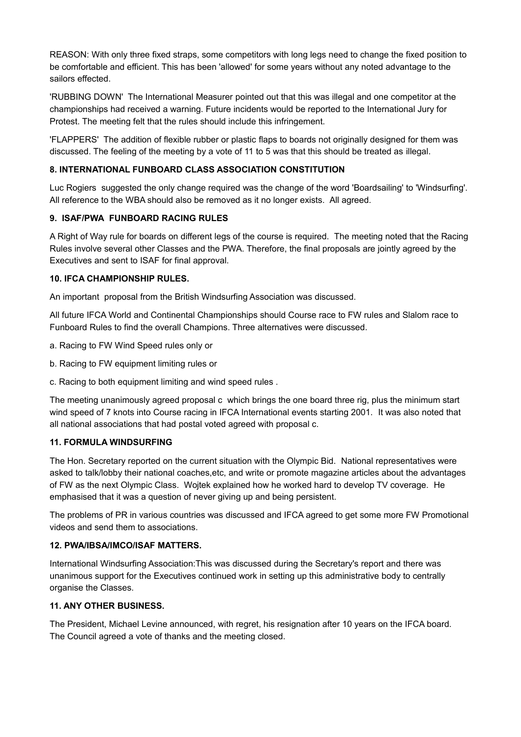REASON: With only three fixed straps, some competitors with long legs need to change the fixed position to be comfortable and efficient. This has been 'allowed' for some years without any noted advantage to the sailors effected.

'RUBBING DOWN' The International Measurer pointed out that this was illegal and one competitor at the championships had received a warning. Future incidents would be reported to the International Jury for Protest. The meeting felt that the rules should include this infringement.

'FLAPPERS' The addition of flexible rubber or plastic flaps to boards not originally designed for them was discussed. The feeling of the meeting by a vote of 11 to 5 was that this should be treated as illegal.

**8. INTERNATIONAL FUNBOARD CLASS ASSOCIATION CONSTITUTION**

Luc Rogiers suggested the only change required was the change of the word 'Boardsailing' to 'Windsurfing'. All reference to the WBA should also be removed as it no longer exists. All agreed.

**9. ISAF/PWA FUNBOARD RACING RULES**

A Right of Way rule for boards on different legs of the course is required. The meeting noted that the Racing Rules involve several other Classes and the PWA. Therefore, the final proposals are jointly agreed by the Executives and sent to ISAF for final approval.

**10. IFCA CHAMPIONSHIP RULES.**

An important proposal from the British Windsurfing Association was discussed.

All future IFCA World and Continental Championships should Course race to FW rules and Slalom race to Funboard Rules to find the overall Champions. Three alternatives were discussed.

a. Racing to FW Wind Speed rules only or

b. Racing to FW equipment limiting rules or

c. Racing to both equipment limiting and wind speed rules .

The meeting unanimously agreed proposal c which brings the one board three rig, plus the minimum start wind speed of 7 knots into Course racing in IFCA International events starting 2001. It was also noted that all national associations that had postal voted agreed with proposal c.

**11. FORMULA WINDSURFING**

The Hon. Secretary reported on the current situation with the Olympic Bid. National representatives were asked to talk/lobby their national coaches,etc, and write or promote magazine articles about the advantages of FW as the next Olympic Class. Wojtek explained how he worked hard to develop TV coverage. He emphasised that it was a question of never giving up and being persistent.

The problems of PR in various countries was discussed and IFCA agreed to get some more FW Promotional videos and send them to associations.

**12. PWA/IBSA/IMCO/ISAF MATTERS.**

International Windsurfing Association:This was discussed during the Secretary's report and there was unanimous support for the Executives continued work in setting up this administrative body to centrally organise the Classes.

**11. ANY OTHER BUSINESS.**

The President, Michael Levine announced, with regret, his resignation after 10 years on the IFCA board. The Council agreed a vote of thanks and the meeting closed.